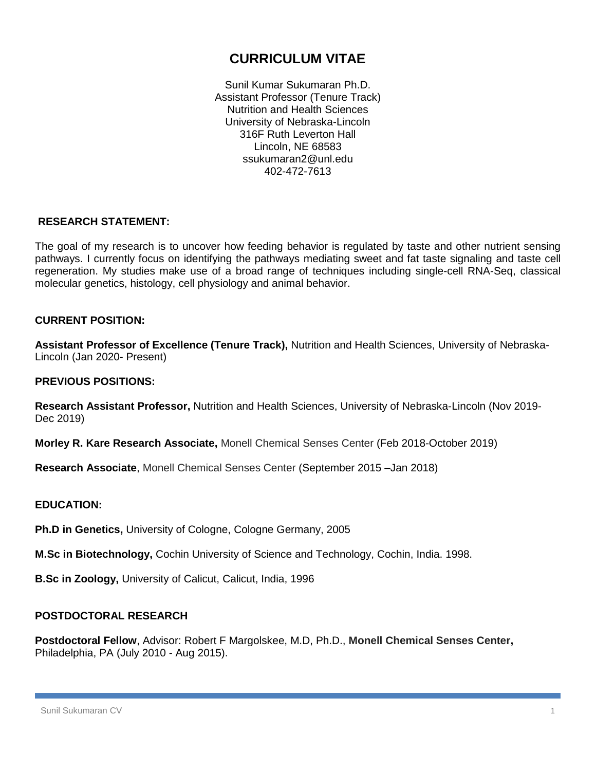# CURRICULUM VITAE

Sunil Kumar Sukumaran Ph.D.
Assistant Professor (Tenure Track)
Nutrition and Health Sciences
University of Nebraska-Lincoln
316F Ruth Leverton Hall
Lincoln, NE 68583
ssukumaran2@unl.edu
402-472-7613

## RESEARCH STATEMENT:

The goal of my research is to uncover how feeding behavior is regulated by taste and other nutrient sensing pathways. I currently focus on identifying the pathways mediating sweet and fat taste signaling and taste cell regeneration. My studies make use of a broad range of techniques including single-cell RNA-Seq, classical molecular genetics, histology, cell physiology and animal behavior.

## CURRENT POSITION:

**Assistant Professor of Excellence (Tenure Track),** Nutrition and Health Sciences, University of Nebraska-Lincoln (Jan 2020- Present)

## PREVIOUS POSITIONS:

**Research Assistant Professor,** Nutrition and Health Sciences, University of Nebraska-Lincoln (Nov 2019-Dec 2019)

**Morley R. Kare Research Associate,** Monell Chemical Senses Center (Feb 2018-October 2019)

**Research Associate**, Monell Chemical Senses Center (September 2015 –Jan 2018)

## EDUCATION:

**Ph.D in Genetics,** University of Cologne, Cologne Germany, 2005

**M.Sc in Biotechnology,** Cochin University of Science and Technology, Cochin, India. 1998.

**B.Sc in Zoology,** University of Calicut, Calicut, India, 1996

## POSTDOCTORAL RESEARCH

**Postdoctoral Fellow**, Advisor: Robert F Margolskee, M.D, Ph.D., **Monell Chemical Senses Center,** Philadelphia, PA (July 2010 - Aug 2015).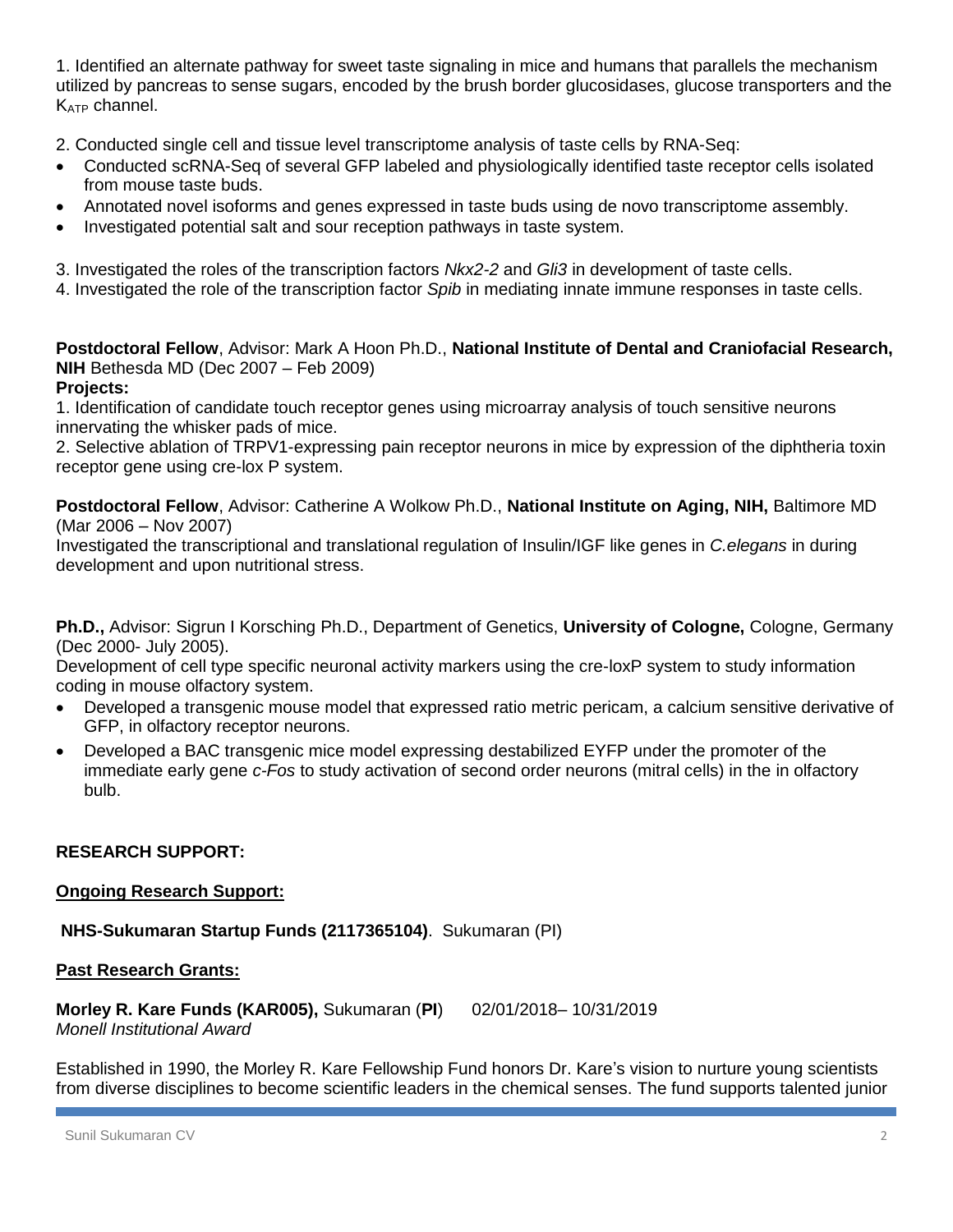1. Identified an alternate pathway for sweet taste signaling in mice and humans that parallels the mechanism utilized by pancreas to sense sugars, encoded by the brush border glucosidases, glucose transporters and the $K_{ATP}$ channel.

2. Conducted single cell and tissue level transcriptome analysis of taste cells by RNA-Seq:

- Conducted scRNA-Seq of several GFP labeled and physiologically identified taste receptor cells isolated from mouse taste buds.
- Annotated novel isoforms and genes expressed in taste buds using de novo transcriptome assembly.
- Investigated potential salt and sour reception pathways in taste system.

3. Investigated the roles of the transcription factors *Nkx2-2* and *Gli3* in development of taste cells.

4. Investigated the role of the transcription factor *Spib* in mediating innate immune responses in taste cells.

**Postdoctoral Fellow**, Advisor: Mark A Hoon Ph.D., **National Institute of Dental and Craniofacial Research, NIH** Bethesda MD (Dec 2007 – Feb 2009)

**Projects:**

1. Identification of candidate touch receptor genes using microarray analysis of touch sensitive neurons innervating the whisker pads of mice.

2. Selective ablation of TRPV1-expressing pain receptor neurons in mice by expression of the diphtheria toxin receptor gene using cre-lox P system.

**Postdoctoral Fellow**, Advisor: Catherine A Wolkow Ph.D., **National Institute on Aging, NIH,** Baltimore MD (Mar 2006 – Nov 2007)

Investigated the transcriptional and translational regulation of Insulin/IGF like genes in *C.elegans* in during development and upon nutritional stress.

**Ph.D.,** Advisor: Sigrun I Korsching Ph.D., Department of Genetics, **University of Cologne,** Cologne, Germany (Dec 2000- July 2005).

Development of cell type specific neuronal activity markers using the cre-loxP system to study information coding in mouse olfactory system.

- Developed a transgenic mouse model that expressed ratio metric pericam, a calcium sensitive derivative of GFP, in olfactory receptor neurons.
- Developed a BAC transgenic mice model expressing destabilized EYFP under the promoter of the immediate early gene *c-Fos* to study activation of second order neurons (mitral cells) in the in olfactory bulb.

## RESEARCH SUPPORT:

### Ongoing Research Support:

**NHS-Sukumaran Startup Funds (2117365104)**. Sukumaran (PI)

### Past Research Grants:

**Morley R. Kare Funds (KAR005),** Sukumaran (**PI**) 02/01/2018– 10/31/2019
*Monell Institutional Award*

Established in 1990, the Morley R. Kare Fellowship Fund honors Dr. Kare's vision to nurture young scientists from diverse disciplines to become scientific leaders in the chemical senses. The fund supports talented junior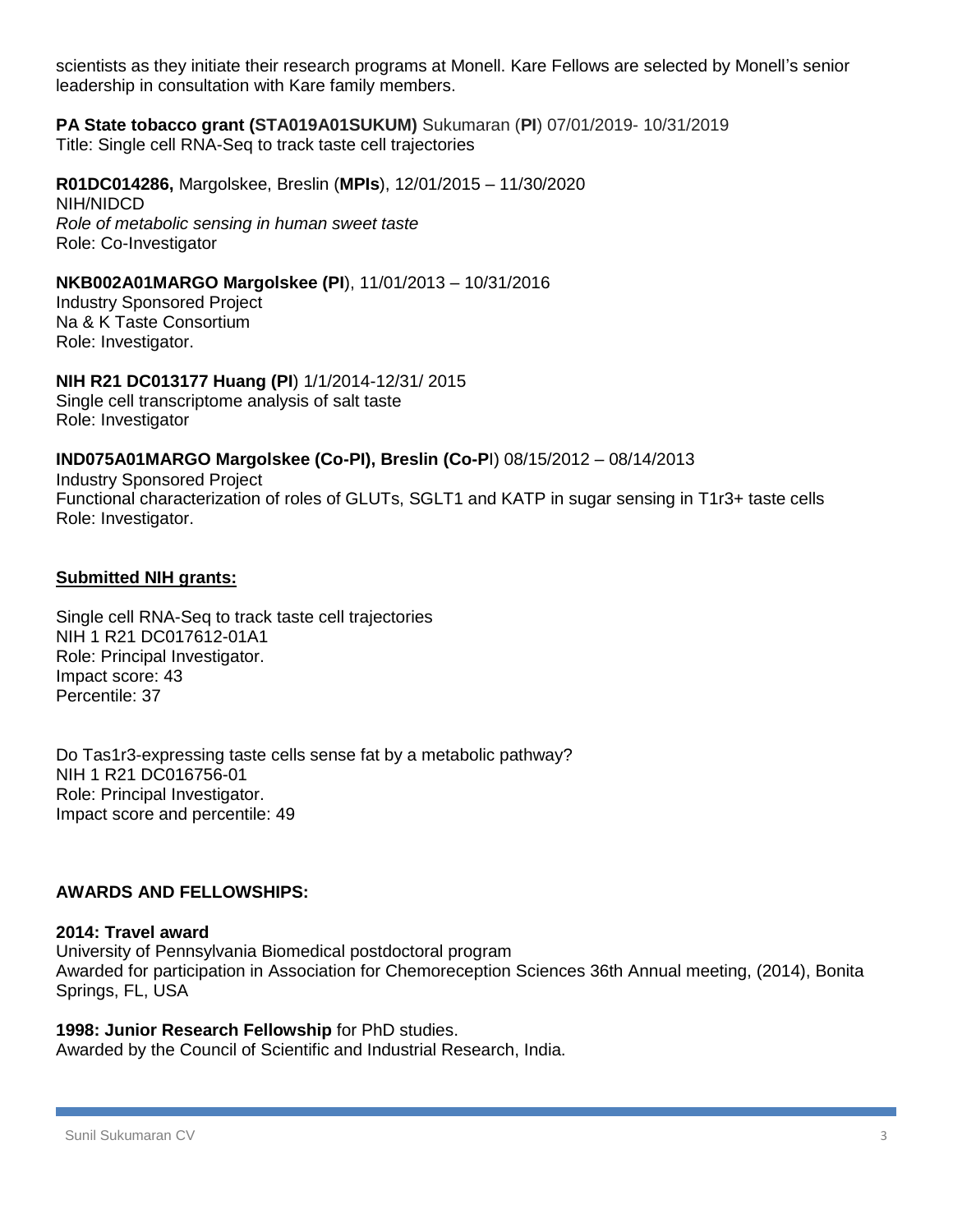scientists as they initiate their research programs at Monell. Kare Fellows are selected by Monell's senior leadership in consultation with Kare family members.

**PA State tobacco grant (STA019A01SUKUM)** Sukumaran (**PI**) 07/01/2019- 10/31/2019
Title: Single cell RNA-Seq to track taste cell trajectories

**R01DC014286,** Margolskee, Breslin (**MPIs**), 12/01/2015 – 11/30/2020
NIH/NIDCD
*Role of metabolic sensing in human sweet taste*
Role: Co-Investigator

**NKB002A01MARGO Margolskee (PI**), 11/01/2013 – 10/31/2016
Industry Sponsored Project
Na & K Taste Consortium
Role: Investigator.

**NIH R21 DC013177 Huang (PI**) 1/1/2014-12/31/ 2015
Single cell transcriptome analysis of salt taste
Role: Investigator

**IND075A01MARGO Margolskee (Co-PI), Breslin (Co-P**I) 08/15/2012 – 08/14/2013
Industry Sponsored Project
Functional characterization of roles of GLUTs, SGLT1 and KATP in sugar sensing in T1r3+ taste cells
Role: Investigator.

**Submitted NIH grants:**

Single cell RNA-Seq to track taste cell trajectories
NIH 1 R21 DC017612-01A1
Role: Principal Investigator.
Impact score: 43
Percentile: 37

Do Tas1r3-expressing taste cells sense fat by a metabolic pathway?
NIH 1 R21 DC016756-01
Role: Principal Investigator.
Impact score and percentile: 49

**AWARDS AND FELLOWSHIPS:**

**2014: Travel award**
University of Pennsylvania Biomedical postdoctoral program
Awarded for participation in Association for Chemoreception Sciences 36th Annual meeting, (2014), Bonita Springs, FL, USA

**1998: Junior Research Fellowship** for PhD studies.
Awarded by the Council of Scientific and Industrial Research, India.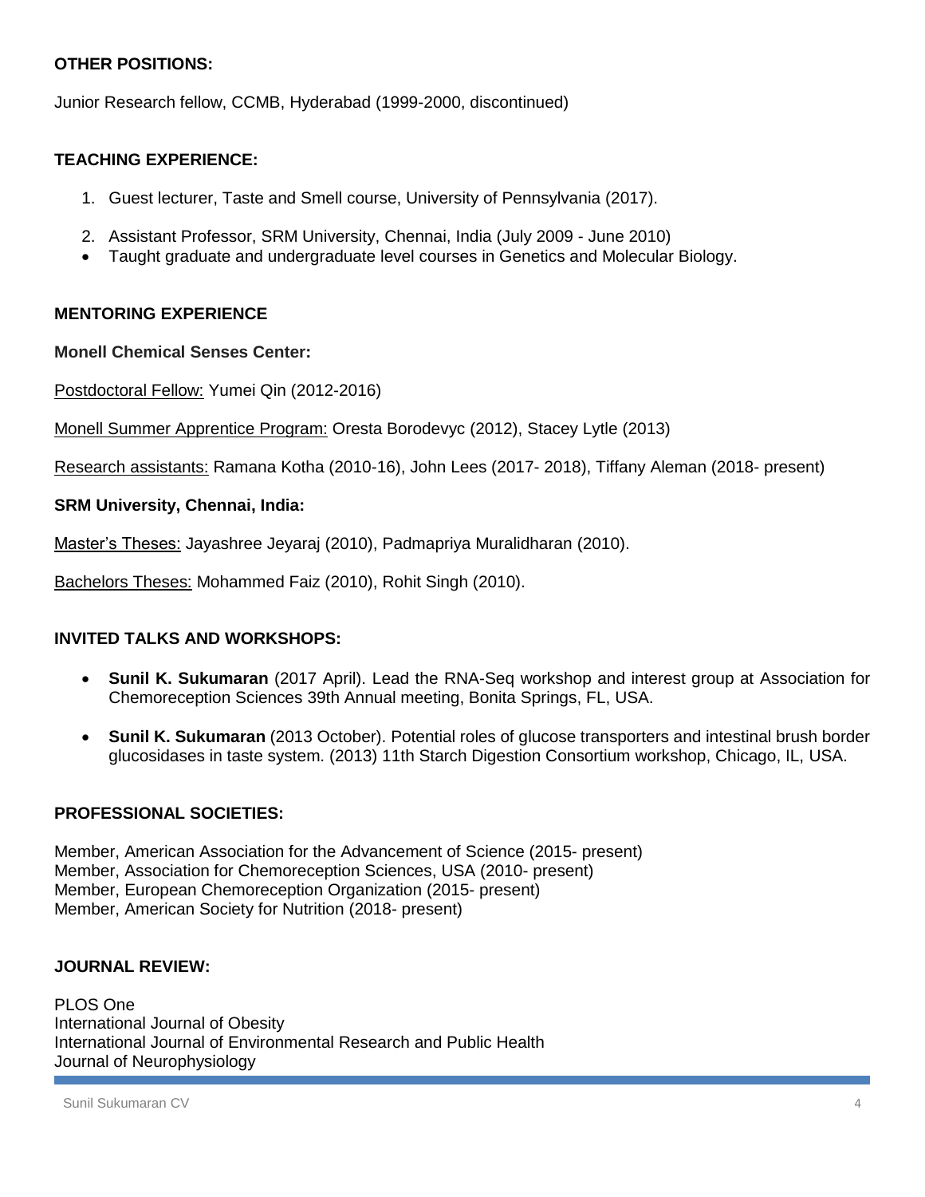## OTHER POSITIONS:

Junior Research fellow, CCMB, Hyderabad (1999-2000, discontinued)

## TEACHING EXPERIENCE:

1. Guest lecturer, Taste and Smell course, University of Pennsylvania (2017).
2. Assistant Professor, SRM University, Chennai, India (July 2009 - June 2010)

- Taught graduate and undergraduate level courses in Genetics and Molecular Biology.

## MENTORING EXPERIENCE

**Monell Chemical Senses Center:**

Postdoctoral Fellow: Yumei Qin (2012-2016)

Monell Summer Apprentice Program: Oresta Borodevyc (2012), Stacey Lytle (2013)

Research assistants: Ramana Kotha (2010-16), John Lees (2017- 2018), Tiffany Aleman (2018- present)

**SRM University, Chennai, India:**

Master's Theses: Jayashree Jeyaraj (2010), Padmapriya Muralidharan (2010).

Bachelors Theses: Mohammed Faiz (2010), Rohit Singh (2010).

## INVITED TALKS AND WORKSHOPS:

- **Sunil K. Sukumaran** (2017 April). Lead the RNA-Seq workshop and interest group at Association for Chemoreception Sciences 39th Annual meeting, Bonita Springs, FL, USA.
- **Sunil K. Sukumaran** (2013 October). Potential roles of glucose transporters and intestinal brush border glucosidases in taste system. (2013) 11th Starch Digestion Consortium workshop, Chicago, IL, USA.

## PROFESSIONAL SOCIETIES:

Member, American Association for the Advancement of Science (2015- present)
Member, Association for Chemoreception Sciences, USA (2010- present)
Member, European Chemoreception Organization (2015- present)
Member, American Society for Nutrition (2018- present)

## JOURNAL REVIEW:

PLOS One
International Journal of Obesity
International Journal of Environmental Research and Public Health
Journal of Neurophysiology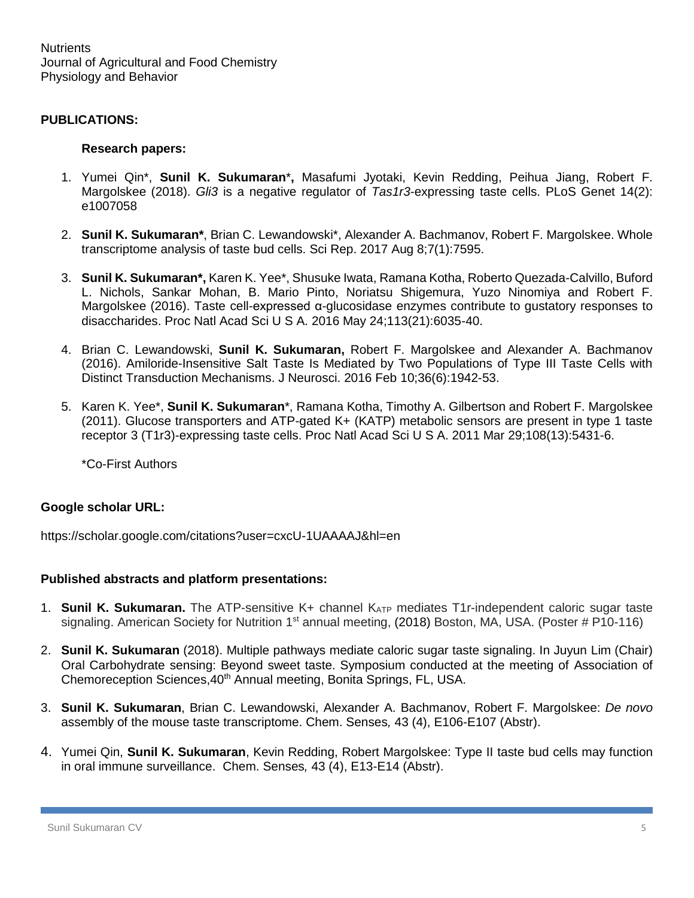Nutrients
Journal of Agricultural and Food Chemistry
Physiology and Behavior

**PUBLICATIONS:**

**Research papers:**

1. Yumei Qin*, **Sunil K. Sukumaran***, Masafumi Jyotaki, Kevin Redding, Peihua Jiang, Robert F. Margolskee (2018). *Gli3* is a negative regulator of *Tas1r3*-expressing taste cells. PLoS Genet 14(2): e1007058

2. **Sunil K. Sukumaran***, Brian C. Lewandowski*, Alexander A. Bachmanov, Robert F. Margolskee. Whole transcriptome analysis of taste bud cells. Sci Rep. 2017 Aug 8;7(1):7595.

3. **Sunil K. Sukumaran***, Karen K. Yee*, Shusuke Iwata, Ramana Kotha, Roberto Quezada-Calvillo, Buford L. Nichols, Sankar Mohan, B. Mario Pinto, Noriatsu Shigemura, Yuzo Ninomiya and Robert F. Margolskee (2016). Taste cell-expressed α-glucosidase enzymes contribute to gustatory responses to disaccharides. Proc Natl Acad Sci U S A. 2016 May 24;113(21):6035-40.

4. Brian C. Lewandowski, **Sunil K. Sukumaran,** Robert F. Margolskee and Alexander A. Bachmanov (2016). Amiloride-Insensitive Salt Taste Is Mediated by Two Populations of Type III Taste Cells with Distinct Transduction Mechanisms. J Neurosci. 2016 Feb 10;36(6):1942-53.

5. Karen K. Yee*, **Sunil K. Sukumaran***, Ramana Kotha, Timothy A. Gilbertson and Robert F. Margolskee (2011). Glucose transporters and ATP-gated K+ (KATP) metabolic sensors are present in type 1 taste receptor 3 (T1r3)-expressing taste cells. Proc Natl Acad Sci U S A. 2011 Mar 29;108(13):5431-6.

   *Co-First Authors

**Google scholar URL:**

https://scholar.google.com/citations?user=cxcU-1UAAAAJ&hl=en

**Published abstracts and platform presentations:**

1. **Sunil K. Sukumaran.** The ATP-sensitive K+ channel $K_{ATP}$ mediates T1r-independent caloric sugar taste signaling. American Society for Nutrition 1st annual meeting, (2018) Boston, MA, USA. (Poster # P10-116)

2. **Sunil K. Sukumaran** (2018). Multiple pathways mediate caloric sugar taste signaling. In Juyun Lim (Chair) Oral Carbohydrate sensing: Beyond sweet taste. Symposium conducted at the meeting of Association of Chemoreception Sciences,40th Annual meeting, Bonita Springs, FL, USA.

3. **Sunil K. Sukumaran**, Brian C. Lewandowski, Alexander A. Bachmanov, Robert F. Margolskee: *De novo* assembly of the mouse taste transcriptome. Chem. Senses*,* 43 (4), E106-E107 (Abstr).

4. Yumei Qin, **Sunil K. Sukumaran**, Kevin Redding, Robert Margolskee: Type II taste bud cells may function in oral immune surveillance. Chem. Senses*,* 43 (4), E13-E14 (Abstr).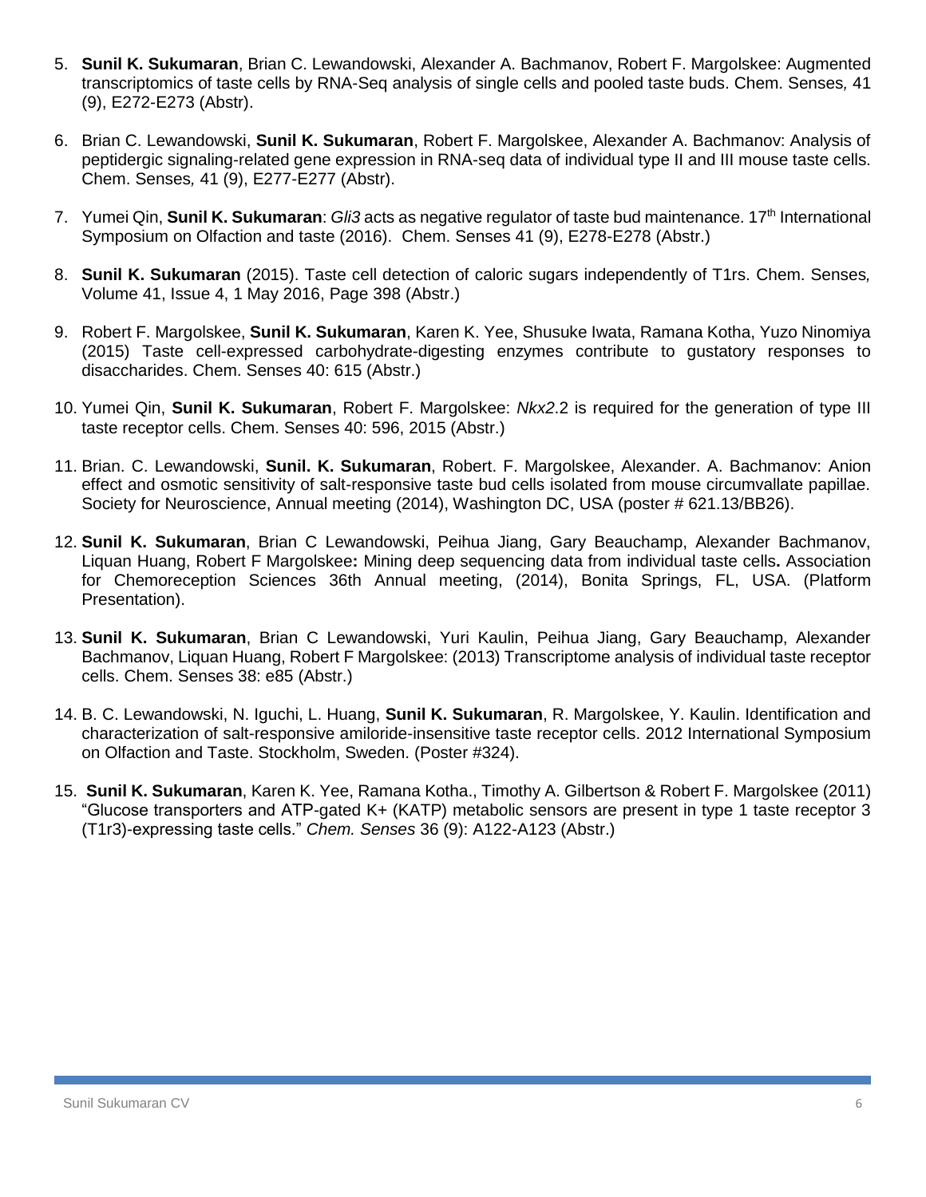5. **Sunil K. Sukumaran**, Brian C. Lewandowski, Alexander A. Bachmanov, Robert F. Margolskee: Augmented transcriptomics of taste cells by RNA-Seq analysis of single cells and pooled taste buds. Chem. Senses*,* 41 (9), E272-E273 (Abstr).

6. Brian C. Lewandowski, **Sunil K. Sukumaran**, Robert F. Margolskee, Alexander A. Bachmanov: Analysis of peptidergic signaling-related gene expression in RNA-seq data of individual type II and III mouse taste cells. Chem. Senses*,* 41 (9), E277-E277 (Abstr).

7. Yumei Qin, **Sunil K. Sukumaran**: *Gli3* acts as negative regulator of taste bud maintenance. 17th International Symposium on Olfaction and taste (2016). Chem. Senses 41 (9), E278-E278 (Abstr.)

8. **Sunil K. Sukumaran** (2015). Taste cell detection of caloric sugars independently of T1rs. Chem. Senses*,* Volume 41, Issue 4, 1 May 2016, Page 398 (Abstr.)

9. Robert F. Margolskee, **Sunil K. Sukumaran**, Karen K. Yee, Shusuke Iwata, Ramana Kotha, Yuzo Ninomiya (2015) Taste cell-expressed carbohydrate-digesting enzymes contribute to gustatory responses to disaccharides. Chem. Senses 40: 615 (Abstr.)

10. Yumei Qin, **Sunil K. Sukumaran**, Robert F. Margolskee: *Nkx2.*2 is required for the generation of type III taste receptor cells. Chem. Senses 40: 596, 2015 (Abstr.)

11. Brian. C. Lewandowski, **Sunil. K. Sukumaran**, Robert. F. Margolskee, Alexander. A. Bachmanov: Anion effect and osmotic sensitivity of salt-responsive taste bud cells isolated from mouse circumvallate papillae. Society for Neuroscience, Annual meeting (2014), Washington DC, USA (poster # 621.13/BB26).

12. **Sunil K. Sukumaran**, Brian C Lewandowski, Peihua Jiang, Gary Beauchamp, Alexander Bachmanov, Liquan Huang, Robert F Margolskee**:** Mining deep sequencing data from individual taste cells**.** Association for Chemoreception Sciences 36th Annual meeting, (2014), Bonita Springs, FL, USA. (Platform Presentation).

13. **Sunil K. Sukumaran**, Brian C Lewandowski, Yuri Kaulin, Peihua Jiang, Gary Beauchamp, Alexander Bachmanov, Liquan Huang, Robert F Margolskee: (2013) Transcriptome analysis of individual taste receptor cells. Chem. Senses 38: e85 (Abstr.)

14. B. C. Lewandowski, N. Iguchi, L. Huang, **Sunil K. Sukumaran**, R. Margolskee, Y. Kaulin. Identification and characterization of salt-responsive amiloride-insensitive taste receptor cells. 2012 International Symposium on Olfaction and Taste. Stockholm, Sweden. (Poster #324).

15. **Sunil K. Sukumaran**, Karen K. Yee, Ramana Kotha., Timothy A. Gilbertson & Robert F. Margolskee (2011) "Glucose transporters and ATP-gated K+ (KATP) metabolic sensors are present in type 1 taste receptor 3 (T1r3)-expressing taste cells." *Chem. Senses* 36 (9): A122-A123 (Abstr.)